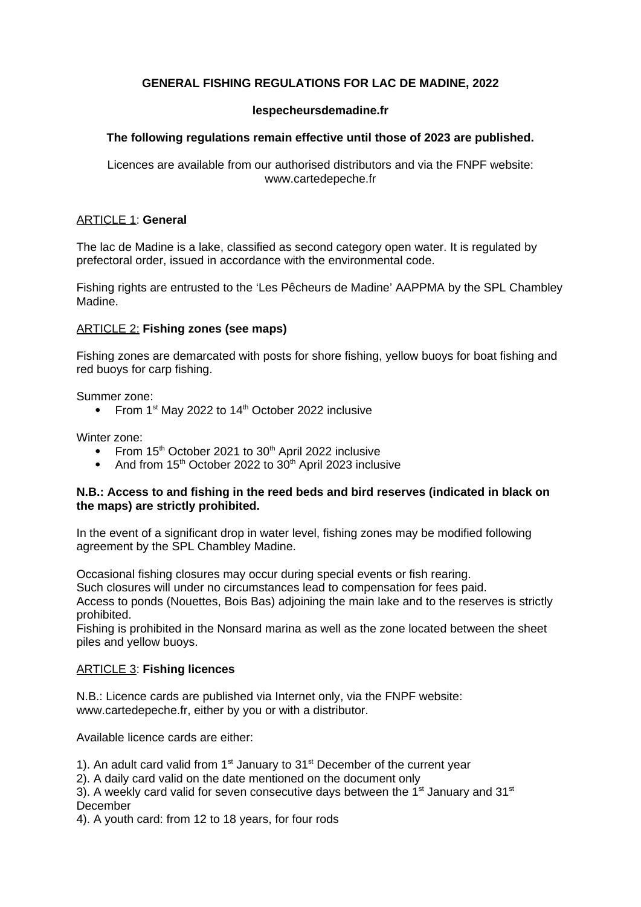**GENERAL FISHING REGULATIONS FOR LAC DE MADINE, 2022**

**lespecheursdemadine.fr**

**The following regulations remain effective until those of 2023 are published.**

Licences are available from our authorised distributors and via the FNPF website: www.cartedepeche.fr

## ARTICLE 1: **General**

The lac de Madine is a lake, classified as second category open water. It is regulated by prefectoral order, issued in accordance with the environmental code.

Fishing rights are entrusted to the 'Les Pêcheurs de Madine' AAPPMA by the SPL Chambley Madine.

## ARTICLE 2: **Fishing zones (see maps)**

Fishing zones are demarcated with posts for shore fishing, yellow buoys for boat fishing and red buoys for carp fishing.

Summer zone:

- From 1st May 2022 to 14th October 2022 inclusive

Winter zone:

- From 15th October 2021 to 30th April 2022 inclusive
- And from 15th October 2022 to 30th April 2023 inclusive

**N.B.: Access to and fishing in the reed beds and bird reserves (indicated in black on the maps) are strictly prohibited.**

In the event of a significant drop in water level, fishing zones may be modified following agreement by the SPL Chambley Madine.

Occasional fishing closures may occur during special events or fish rearing.
Such closures will under no circumstances lead to compensation for fees paid.
Access to ponds (Nouettes, Bois Bas) adjoining the main lake and to the reserves is strictly prohibited.
Fishing is prohibited in the Nonsard marina as well as the zone located between the sheet piles and yellow buoys.

## ARTICLE 3: **Fishing licences**

N.B.: Licence cards are published via Internet only, via the FNPF website: www.cartedepeche.fr, either by you or with a distributor.

Available licence cards are either:

1). An adult card valid from 1st January to 31st December of the current year
2). A daily card valid on the date mentioned on the document only
3). A weekly card valid for seven consecutive days between the 1st January and 31st December
4). A youth card: from 12 to 18 years, for four rods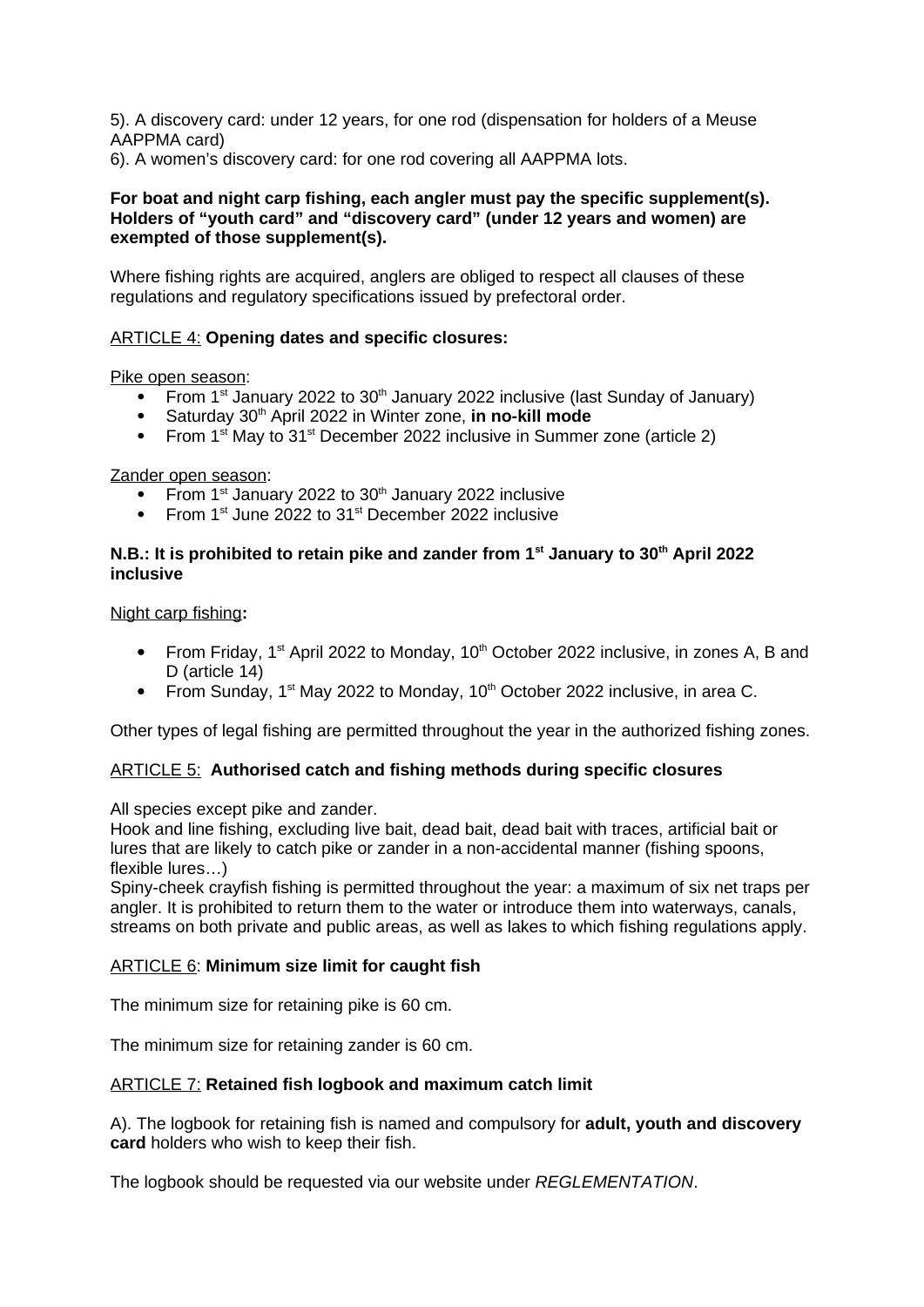5). A discovery card: under 12 years, for one rod (dispensation for holders of a Meuse AAPPMA card)

6). A women's discovery card: for one rod covering all AAPPMA lots.

**For boat and night carp fishing, each angler must pay the specific supplement(s). Holders of "youth card" and "discovery card" (under 12 years and women) are exempted of those supplement(s).**

Where fishing rights are acquired, anglers are obliged to respect all clauses of these regulations and regulatory specifications issued by prefectoral order.

## ARTICLE 4: **Opening dates and specific closures:**

Pike open season:

- From 1st January 2022 to 30th January 2022 inclusive (last Sunday of January)
- Saturday 30th April 2022 in Winter zone, **in no-kill mode**
- From 1st May to 31st December 2022 inclusive in Summer zone (article 2)

Zander open season:

- From 1st January 2022 to 30th January 2022 inclusive
- From 1st June 2022 to 31st December 2022 inclusive

**N.B.: It is prohibited to retain pike and zander from 1st January to 30th April 2022 inclusive**

Night carp fishing**:**

- From Friday, 1st April 2022 to Monday, 10th October 2022 inclusive, in zones A, B and D (article 14)
- From Sunday, 1st May 2022 to Monday, 10th October 2022 inclusive, in area C.

Other types of legal fishing are permitted throughout the year in the authorized fishing zones.

## ARTICLE 5: **Authorised catch and fishing methods during specific closures**

All species except pike and zander.

Hook and line fishing, excluding live bait, dead bait, dead bait with traces, artificial bait or lures that are likely to catch pike or zander in a non-accidental manner (fishing spoons, flexible lures…)

Spiny-cheek crayfish fishing is permitted throughout the year: a maximum of six net traps per angler. It is prohibited to return them to the water or introduce them into waterways, canals, streams on both private and public areas, as well as lakes to which fishing regulations apply.

## ARTICLE 6: **Minimum size limit for caught fish**

The minimum size for retaining pike is 60 cm.

The minimum size for retaining zander is 60 cm.

## ARTICLE 7: **Retained fish logbook and maximum catch limit**

A). The logbook for retaining fish is named and compulsory for **adult, youth and discovery card** holders who wish to keep their fish.

The logbook should be requested via our website under *REGLEMENTATION*.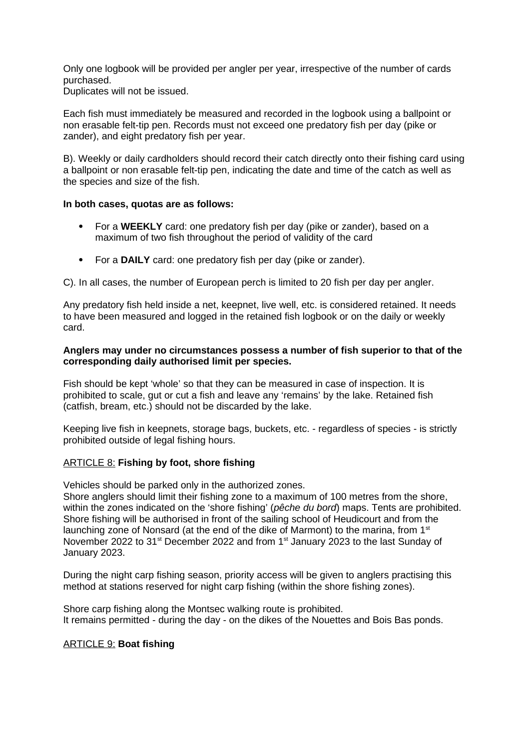Only one logbook will be provided per angler per year, irrespective of the number of cards purchased.
Duplicates will not be issued.

Each fish must immediately be measured and recorded in the logbook using a ballpoint or non erasable felt-tip pen. Records must not exceed one predatory fish per day (pike or zander), and eight predatory fish per year.

B). Weekly or daily cardholders should record their catch directly onto their fishing card using a ballpoint or non erasable felt-tip pen, indicating the date and time of the catch as well as the species and size of the fish.

**In both cases, quotas are as follows:**

- For a **WEEKLY** card: one predatory fish per day (pike or zander), based on a maximum of two fish throughout the period of validity of the card
- For a **DAILY** card: one predatory fish per day (pike or zander).

C). In all cases, the number of European perch is limited to 20 fish per day per angler.

Any predatory fish held inside a net, keepnet, live well, etc. is considered retained. It needs to have been measured and logged in the retained fish logbook or on the daily or weekly card.

**Anglers may under no circumstances possess a number of fish superior to that of the corresponding daily authorised limit per species.**

Fish should be kept 'whole' so that they can be measured in case of inspection. It is prohibited to scale, gut or cut a fish and leave any 'remains' by the lake. Retained fish (catfish, bream, etc.) should not be discarded by the lake.

Keeping live fish in keepnets, storage bags, buckets, etc. - regardless of species - is strictly prohibited outside of legal fishing hours.

## ARTICLE 8: **Fishing by foot, shore fishing**

Vehicles should be parked only in the authorized zones.
Shore anglers should limit their fishing zone to a maximum of 100 metres from the shore, within the zones indicated on the 'shore fishing' (*pêche du bord*) maps. Tents are prohibited. Shore fishing will be authorised in front of the sailing school of Heudicourt and from the launching zone of Nonsard (at the end of the dike of Marmont) to the marina, from 1st November 2022 to 31st December 2022 and from 1st January 2023 to the last Sunday of January 2023.

During the night carp fishing season, priority access will be given to anglers practising this method at stations reserved for night carp fishing (within the shore fishing zones).

Shore carp fishing along the Montsec walking route is prohibited.
It remains permitted - during the day - on the dikes of the Nouettes and Bois Bas ponds.

## ARTICLE 9: **Boat fishing**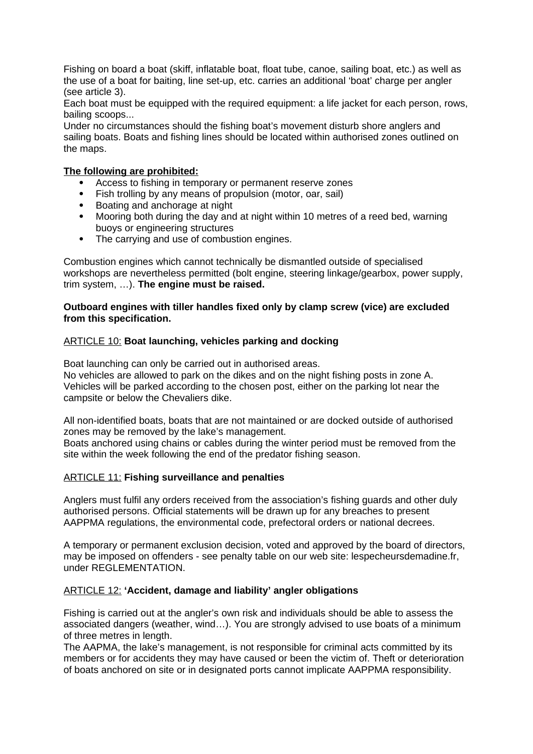Fishing on board a boat (skiff, inflatable boat, float tube, canoe, sailing boat, etc.) as well as the use of a boat for baiting, line set-up, etc. carries an additional 'boat' charge per angler (see article 3).
Each boat must be equipped with the required equipment: a life jacket for each person, rows, bailing scoops...
Under no circumstances should the fishing boat's movement disturb shore anglers and sailing boats. Boats and fishing lines should be located within authorised zones outlined on the maps.

**The following are prohibited:**

- Access to fishing in temporary or permanent reserve zones
- Fish trolling by any means of propulsion (motor, oar, sail)
- Boating and anchorage at night
- Mooring both during the day and at night within 10 metres of a reed bed, warning buoys or engineering structures
- The carrying and use of combustion engines.

Combustion engines which cannot technically be dismantled outside of specialised workshops are nevertheless permitted (bolt engine, steering linkage/gearbox, power supply, trim system, …). **The engine must be raised.**

**Outboard engines with tiller handles fixed only by clamp screw (vice) are excluded from this specification.**

## ARTICLE 10: **Boat launching, vehicles parking and docking**

Boat launching can only be carried out in authorised areas.
No vehicles are allowed to park on the dikes and on the night fishing posts in zone A. Vehicles will be parked according to the chosen post, either on the parking lot near the campsite or below the Chevaliers dike.

All non-identified boats, boats that are not maintained or are docked outside of authorised zones may be removed by the lake's management.
Boats anchored using chains or cables during the winter period must be removed from the site within the week following the end of the predator fishing season.

## ARTICLE 11: **Fishing surveillance and penalties**

Anglers must fulfil any orders received from the association's fishing guards and other duly authorised persons. Official statements will be drawn up for any breaches to present AAPPMA regulations, the environmental code, prefectoral orders or national decrees.

A temporary or permanent exclusion decision, voted and approved by the board of directors, may be imposed on offenders - see penalty table on our web site: lespecheursdemadine.fr, under REGLEMENTATION.

## ARTICLE 12: **'Accident, damage and liability' angler obligations**

Fishing is carried out at the angler's own risk and individuals should be able to assess the associated dangers (weather, wind…). You are strongly advised to use boats of a minimum of three metres in length.
The AAPMA, the lake's management, is not responsible for criminal acts committed by its members or for accidents they may have caused or been the victim of. Theft or deterioration of boats anchored on site or in designated ports cannot implicate AAPPMA responsibility.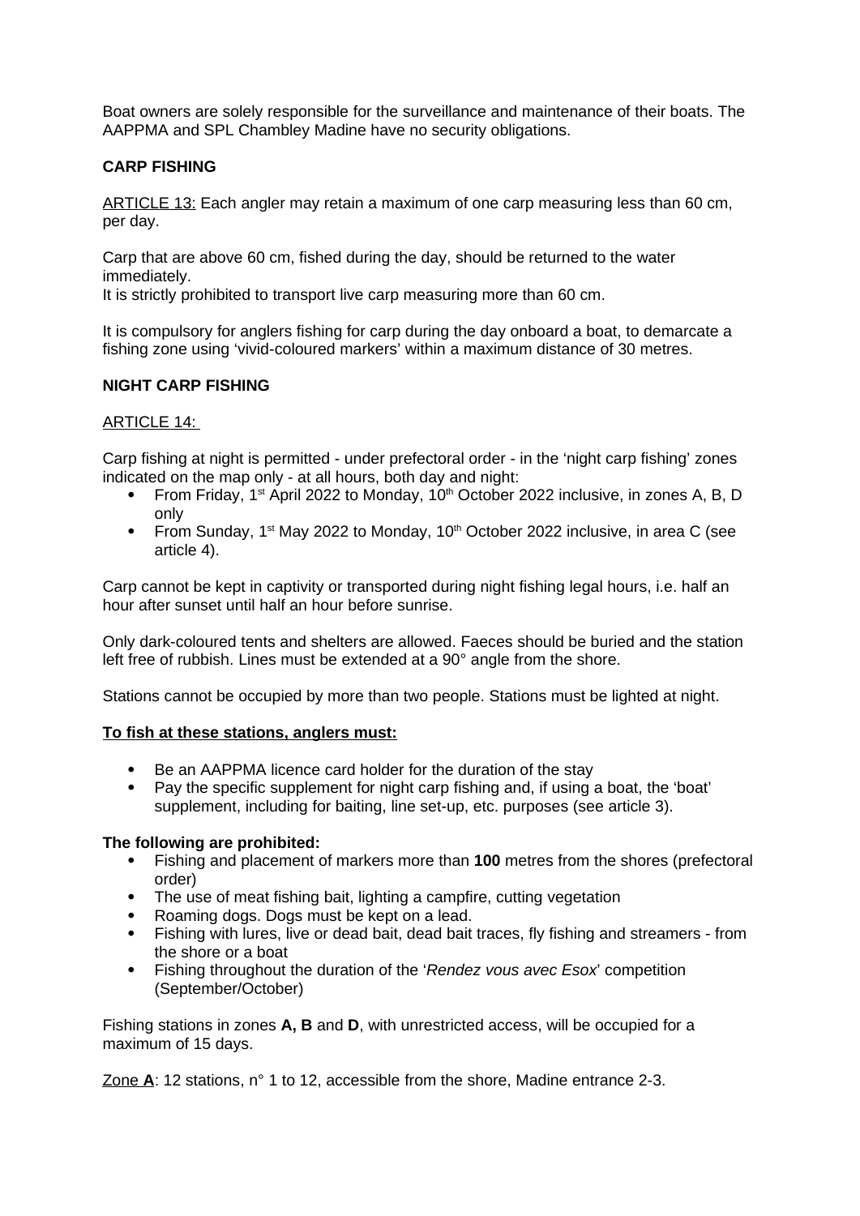Boat owners are solely responsible for the surveillance and maintenance of their boats. The AAPPMA and SPL Chambley Madine have no security obligations.

**CARP FISHING**

ARTICLE 13: Each angler may retain a maximum of one carp measuring less than 60 cm, per day.

Carp that are above 60 cm, fished during the day, should be returned to the water immediately.
It is strictly prohibited to transport live carp measuring more than 60 cm.

It is compulsory for anglers fishing for carp during the day onboard a boat, to demarcate a fishing zone using 'vivid-coloured markers' within a maximum distance of 30 metres.

**NIGHT CARP FISHING**

ARTICLE 14:

Carp fishing at night is permitted - under prefectoral order - in the 'night carp fishing' zones indicated on the map only - at all hours, both day and night:

- From Friday, 1st April 2022 to Monday, 10th October 2022 inclusive, in zones A, B, D only
- From Sunday, 1st May 2022 to Monday, 10th October 2022 inclusive, in area C (see article 4).

Carp cannot be kept in captivity or transported during night fishing legal hours, i.e. half an hour after sunset until half an hour before sunrise.

Only dark-coloured tents and shelters are allowed. Faeces should be buried and the station left free of rubbish. Lines must be extended at a 90° angle from the shore.

Stations cannot be occupied by more than two people. Stations must be lighted at night.

**To fish at these stations, anglers must:**

- Be an AAPPMA licence card holder for the duration of the stay
- Pay the specific supplement for night carp fishing and, if using a boat, the 'boat' supplement, including for baiting, line set-up, etc. purposes (see article 3).

**The following are prohibited:**

- Fishing and placement of markers more than **100** metres from the shores (prefectoral order)
- The use of meat fishing bait, lighting a campfire, cutting vegetation
- Roaming dogs. Dogs must be kept on a lead.
- Fishing with lures, live or dead bait, dead bait traces, fly fishing and streamers - from the shore or a boat
- Fishing throughout the duration of the '*Rendez vous avec Esox*' competition (September/October)

Fishing stations in zones **A, B** and **D**, with unrestricted access, will be occupied for a maximum of 15 days.

Zone **A**: 12 stations, n° 1 to 12, accessible from the shore, Madine entrance 2-3.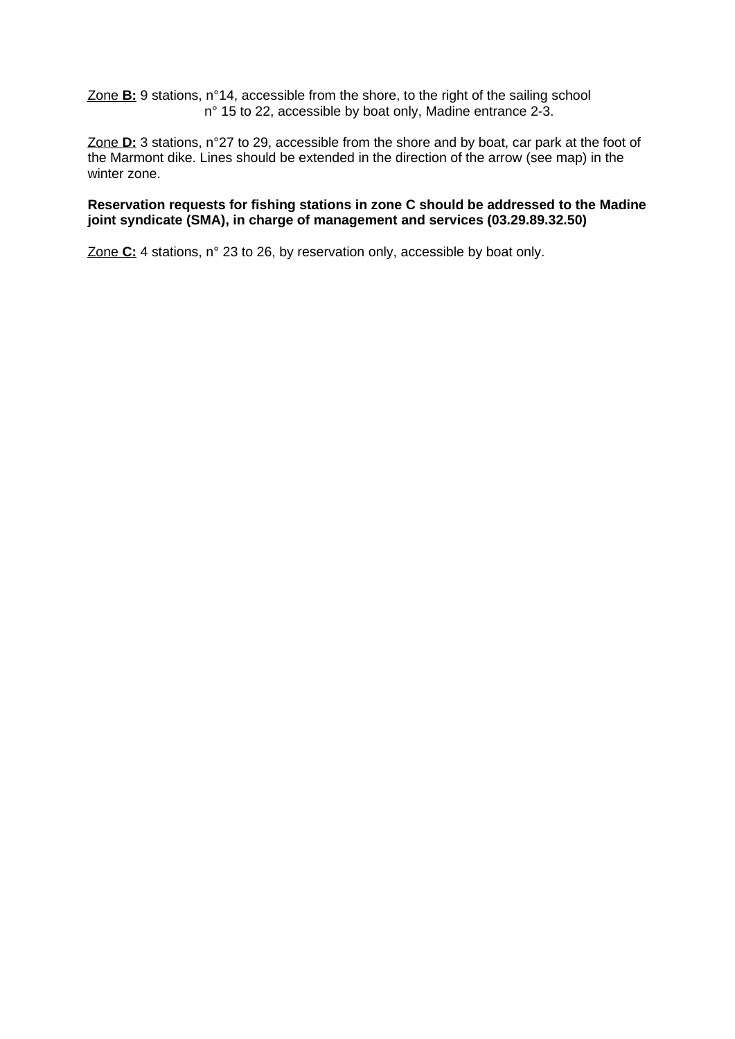Zone **B:** 9 stations, n°14, accessible from the shore, to the right of the sailing school
n° 15 to 22, accessible by boat only, Madine entrance 2-3.

Zone **D:** 3 stations, n°27 to 29, accessible from the shore and by boat, car park at the foot of the Marmont dike. Lines should be extended in the direction of the arrow (see map) in the winter zone.

**Reservation requests for fishing stations in zone C should be addressed to the Madine joint syndicate (SMA), in charge of management and services (03.29.89.32.50)**

Zone **C:** 4 stations, n° 23 to 26, by reservation only, accessible by boat only.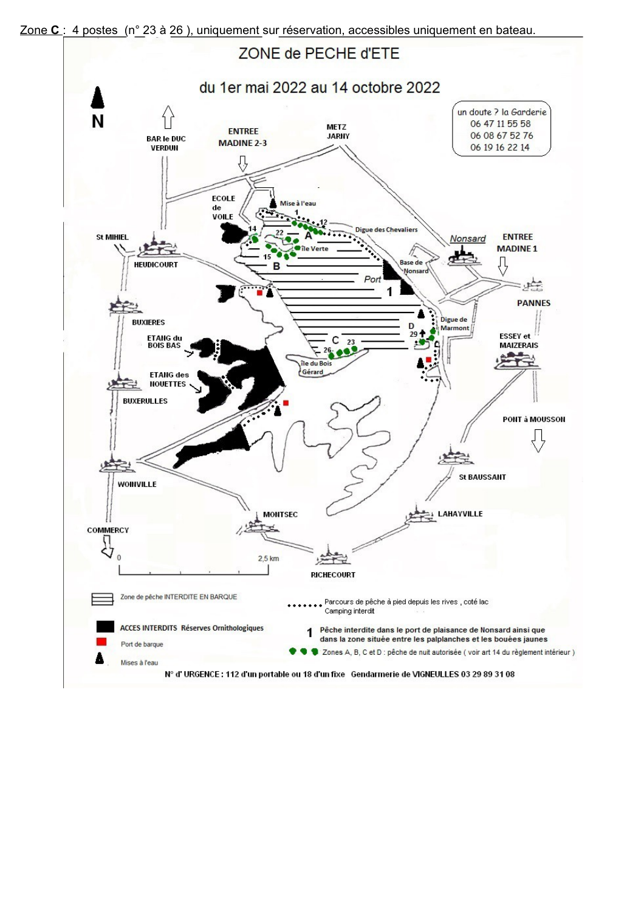Zone **C** : 4 postes (n° 23 à 26 ), uniquement sur réservation, accessibles uniquement en bateau.

# ZONE de PECHE d'ETE

## du 1er mai 2022 au 14 octobre 2022

un doute ? la Garderie
06 47 11 55 58
06 08 67 52 76
06 19 16 22 14

N

BAR le DUC VERDUN

ENTREE MADINE 2-3

METZ JARNY

ECOLE de VOILE

Mise à l'eau

Digue des Chevaliers

Nonsard

ENTREE MADINE 1

St MIHIEL

HEUDICOURT

Île Verte

Base de Nonsard

Port

PANNES

BUXIERES

Digue de Marmont

ESSEY et MAIZERAIS

ETANG du BOIS BAS

Île du Bois Gérard

ETANG des NOUETTES

BUXERULLES

PONT à MOUSSON

St BAUSSANT

WOINVILLE

MONTSEC

LAHAYVILLE

COMMERCY

0 — 2,5 km

RICHECOURT

- Zone de pêche INTERDITE EN BARQUE
- ACCES INTERDITS Réserves Ornithologiques
- Port de barque
- Mises à l'eau
- Parcours de pêche à pied depuis les rives , coté lac. Camping interdit
- **1** Pêche interdite dans le port de plaisance de Nonsard ainsi que dans la zone située entre les palplanches et les bouées jaunes
- Zones A, B, C et D : pêche de nuit autorisée ( voir art 14 du règlement intérieur )

**N° d' URGENCE : 112 d'un portable ou 18 d'un fixe Gendarmerie de VIGNEULLES 03 29 89 31 08**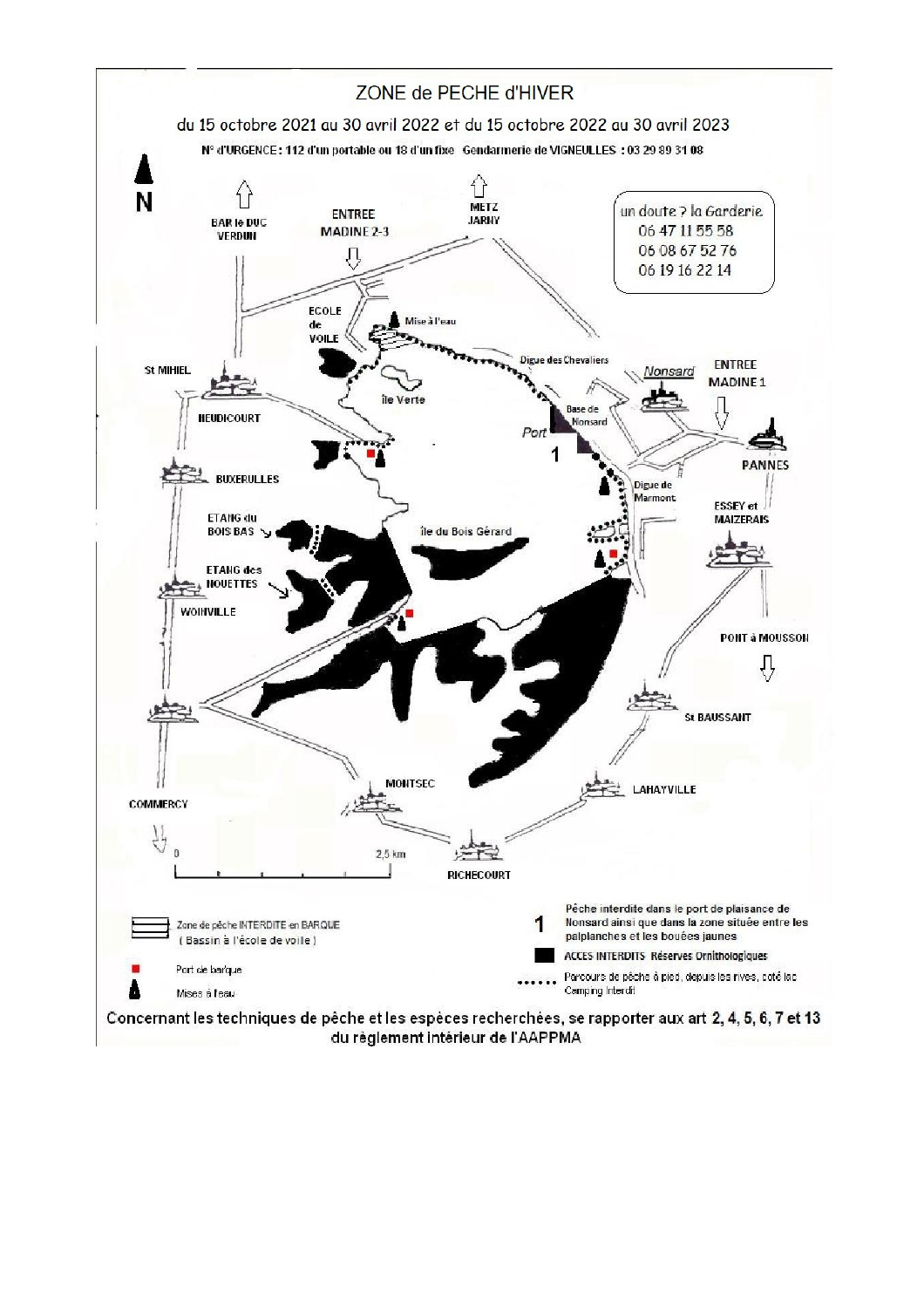# ZONE de PECHE d'HIVER

du 15 octobre 2021 au 30 avril 2022 et du 15 octobre 2022 au 30 avril 2023

N° d'URGENCE : 112 d'un portable ou 18 d'un fixe Gendarmerie de VIGNEULLES : 03 29 89 31 08

un doute ? la Garderie
06 47 11 55 58
06 08 67 52 76
06 19 16 22 14

N

BAR le DUC
VERDUN

ENTREE
MADINE 2-3

METZ
JARNY

ECOLE
de
VOILE

Mise à l'eau

Digue des Chevaliers

Nonsard

ENTREE
MADINE 1

St MIHIEL

île Verte

Base de
Nonsard

Port

1

PANNES

HEUDICOURT

Digue de
Marmont

BUXERULLES

ESSEY et
MAIZERAIS

ETANG du
BOIS BAS

île du Bois Gérard

ETANG des
NOUETTES

WOINVILLE

PONT à MOUSSON

St BAUSSANT

MONTSEC

LAHAYVILLE

COMMERCY

0

2,5 km

RICHECOURT

Zone de pêche INTERDITE en BARQUE
( Bassin à l'école de voile )

Port de barque

Mises à l'eau

1 Pêche interdite dans le port de plaisance de Nonsard ainsi que dans la zone située entre les palplanches et les bouées jaunes

ACCES INTERDITS Réserves Ornithologiques

Parcours de pêche à pied, depuis les rives, coté lac
Camping interdit

**Concernant les techniques de pêche et les espèces recherchées, se rapporter aux art 2, 4, 5, 6, 7 et 13 du règlement intérieur de l'AAPPMA**